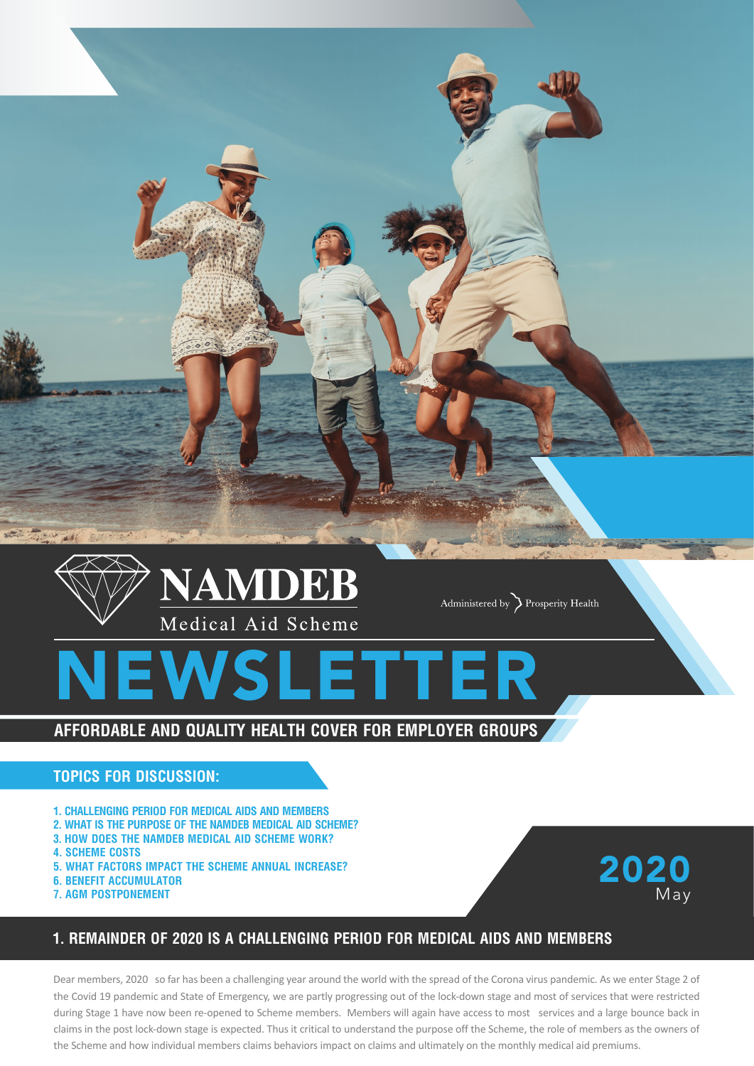# NAMDEB

Medical Aid Scheme

Administered by Prosperity Health

# NEWSLETTER

## AFFORDABLE AND QUALITY HEALTH COVER FOR EMPLOYER GROUPS

### TOPICS FOR DISCUSSION:

1. CHALLENGING PERIOD FOR MEDICAL AIDS AND MEMBERS
2. WHAT IS THE PURPOSE OF THE NAMDEB MEDICAL AID SCHEME?
3. HOW DOES THE NAMDEB MEDICAL AID SCHEME WORK?
4. SCHEME COSTS
5. WHAT FACTORS IMPACT THE SCHEME ANNUAL INCREASE?
6. BENEFIT ACCUMULATOR
7. AGM POSTPONEMENT

2020 May

## 1. REMAINDER OF 2020 IS A CHALLENGING PERIOD FOR MEDICAL AIDS AND MEMBERS

Dear members, 2020 so far has been a challenging year around the world with the spread of the Corona virus pandemic. As we enter Stage 2 of the Covid 19 pandemic and State of Emergency, we are partly progressing out of the lock-down stage and most of services that were restricted during Stage 1 have now been re-opened to Scheme members. Members will again have access to most services and a large bounce back in claims in the post lock-down stage is expected. Thus it critical to understand the purpose off the Scheme, the role of members as the owners of the Scheme and how individual members claims behaviors impact on claims and ultimately on the monthly medical aid premiums.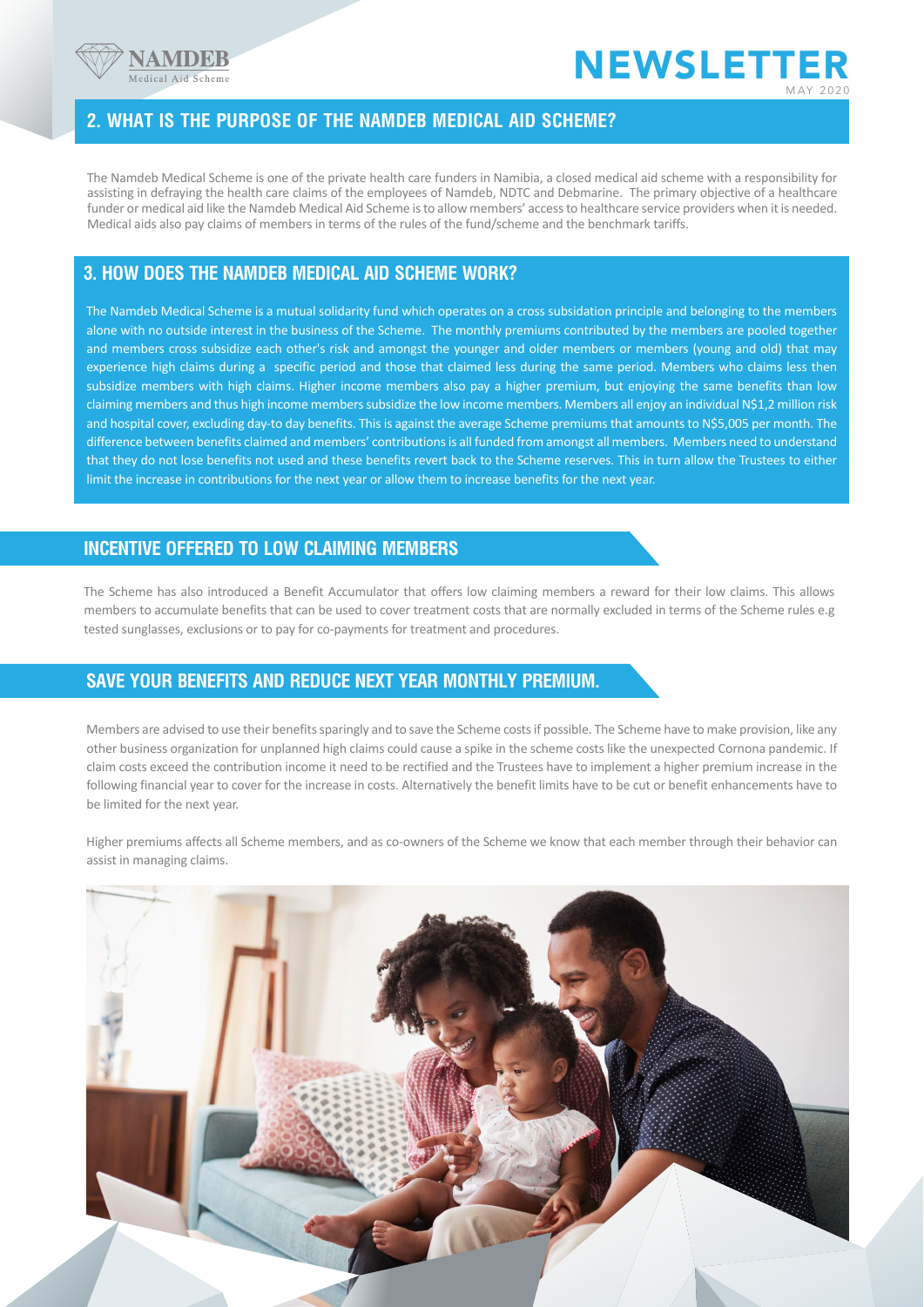## 2. WHAT IS THE PURPOSE OF THE NAMDEB MEDICAL AID SCHEME?

The Namdeb Medical Scheme is one of the private health care funders in Namibia, a closed medical aid scheme with a responsibility for assisting in defraying the health care claims of the employees of Namdeb, NDTC and Debmarine. The primary objective of a healthcare funder or medical aid like the Namdeb Medical Aid Scheme is to allow members' access to healthcare service providers when it is needed. Medical aids also pay claims of members in terms of the rules of the fund/scheme and the benchmark tariffs.

## 3. HOW DOES THE NAMDEB MEDICAL AID SCHEME WORK?

The Namdeb Medical Scheme is a mutual solidarity fund which operates on a cross subsidation principle and belonging to the members alone with no outside interest in the business of the Scheme. The monthly premiums contributed by the members are pooled together and members cross subsidize each other's risk and amongst the younger and older members or members (young and old) that may experience high claims during a specific period and those that claimed less during the same period. Members who claims less then subsidize members with high claims. Higher income members also pay a higher premium, but enjoying the same benefits than low claiming members and thus high income members subsidize the low income members. Members all enjoy an individual N$1,2 million risk and hospital cover, excluding day-to day benefits. This is against the average Scheme premiums that amounts to N$5,005 per month. The difference between benefits claimed and members' contributions is all funded from amongst all members. Members need to understand that they do not lose benefits not used and these benefits revert back to the Scheme reserves. This in turn allow the Trustees to either limit the increase in contributions for the next year or allow them to increase benefits for the next year.

## INCENTIVE OFFERED TO LOW CLAIMING MEMBERS

The Scheme has also introduced a Benefit Accumulator that offers low claiming members a reward for their low claims. This allows members to accumulate benefits that can be used to cover treatment costs that are normally excluded in terms of the Scheme rules e.g tested sunglasses, exclusions or to pay for co-payments for treatment and procedures.

## SAVE YOUR BENEFITS AND REDUCE NEXT YEAR MONTHLY PREMIUM.

Members are advised to use their benefits sparingly and to save the Scheme costs if possible. The Scheme have to make provision, like any other business organization for unplanned high claims could cause a spike in the scheme costs like the unexpected Cornona pandemic. If claim costs exceed the contribution income it need to be rectified and the Trustees have to implement a higher premium increase in the following financial year to cover for the increase in costs. Alternatively the benefit limits have to be cut or benefit enhancements have to be limited for the next year.

Higher premiums affects all Scheme members, and as co-owners of the Scheme we know that each member through their behavior can assist in managing claims.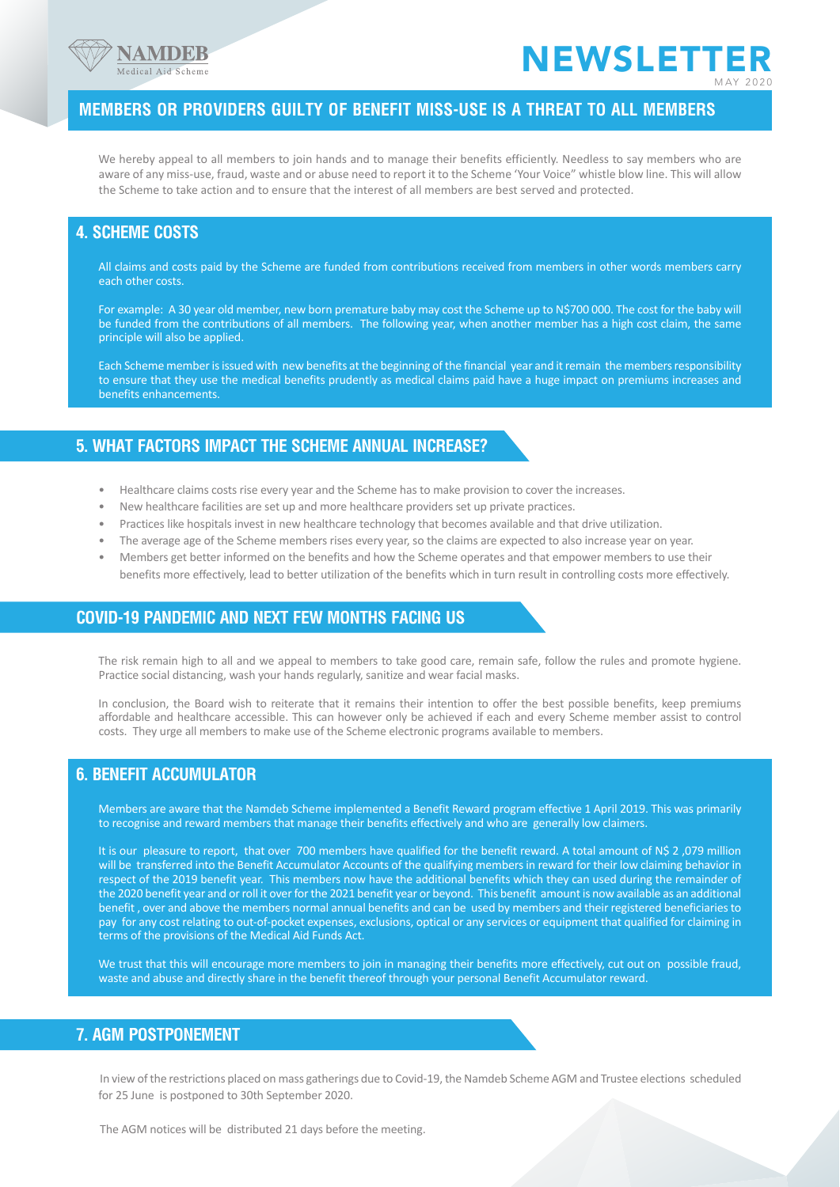## MEMBERS OR PROVIDERS GUILTY OF BENEFIT MISS-USE IS A THREAT TO ALL MEMBERS

We hereby appeal to all members to join hands and to manage their benefits efficiently. Needless to say members who are aware of any miss-use, fraud, waste and or abuse need to report it to the Scheme 'Your Voice" whistle blow line. This will allow the Scheme to take action and to ensure that the interest of all members are best served and protected.

## 4. SCHEME COSTS

All claims and costs paid by the Scheme are funded from contributions received from members in other words members carry each other costs.

For example: A 30 year old member, new born premature baby may cost the Scheme up to N$700 000. The cost for the baby will be funded from the contributions of all members. The following year, when another member has a high cost claim, the same principle will also be applied.

Each Scheme member is issued with new benefits at the beginning of the financial year and it remain the members responsibility to ensure that they use the medical benefits prudently as medical claims paid have a huge impact on premiums increases and benefits enhancements.

## 5. WHAT FACTORS IMPACT THE SCHEME ANNUAL INCREASE?

- Healthcare claims costs rise every year and the Scheme has to make provision to cover the increases.
- New healthcare facilities are set up and more healthcare providers set up private practices.
- Practices like hospitals invest in new healthcare technology that becomes available and that drive utilization.
- The average age of the Scheme members rises every year, so the claims are expected to also increase year on year.
- Members get better informed on the benefits and how the Scheme operates and that empower members to use their benefits more effectively, lead to better utilization of the benefits which in turn result in controlling costs more effectively.

## COVID-19 PANDEMIC AND NEXT FEW MONTHS FACING US

The risk remain high to all and we appeal to members to take good care, remain safe, follow the rules and promote hygiene. Practice social distancing, wash your hands regularly, sanitize and wear facial masks.

In conclusion, the Board wish to reiterate that it remains their intention to offer the best possible benefits, keep premiums affordable and healthcare accessible. This can however only be achieved if each and every Scheme member assist to control costs. They urge all members to make use of the Scheme electronic programs available to members.

## 6. BENEFIT ACCUMULATOR

Members are aware that the Namdeb Scheme implemented a Benefit Reward program effective 1 April 2019. This was primarily to recognise and reward members that manage their benefits effectively and who are generally low claimers.

It is our pleasure to report, that over 700 members have qualified for the benefit reward. A total amount of N$ 2 ,079 million will be transferred into the Benefit Accumulator Accounts of the qualifying members in reward for their low claiming behavior in respect of the 2019 benefit year. This members now have the additional benefits which they can used during the remainder of the 2020 benefit year and or roll it over for the 2021 benefit year or beyond. This benefit amount is now available as an additional benefit , over and above the members normal annual benefits and can be used by members and their registered beneficiaries to pay for any cost relating to out-of-pocket expenses, exclusions, optical or any services or equipment that qualified for claiming in terms of the provisions of the Medical Aid Funds Act.

We trust that this will encourage more members to join in managing their benefits more effectively, cut out on possible fraud, waste and abuse and directly share in the benefit thereof through your personal Benefit Accumulator reward.

## 7. AGM POSTPONEMENT

In view of the restrictions placed on mass gatherings due to Covid-19, the Namdeb Scheme AGM and Trustee elections scheduled for 25 June is postponed to 30th September 2020.

The AGM notices will be distributed 21 days before the meeting.